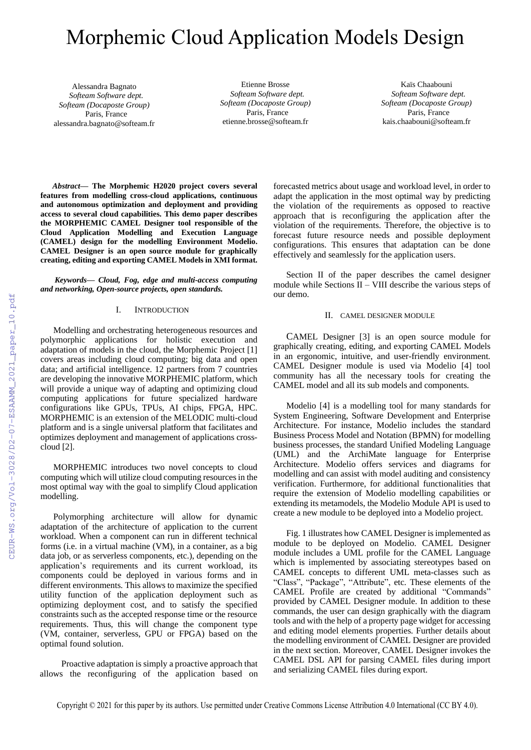# Morphemic Cloud Application Models Design

Alessandra Bagnato
*Softeam Software dept.*
*Softeam (Docaposte Group)*
Paris, France
alessandra.bagnato@softeam.fr

Etienne Brosse
*Softeam Software dept.*
*Softeam (Docaposte Group)*
Paris, France
etienne.brosse@softeam.fr

Kaïs Chaabouni
*Softeam Software dept.*
*Softeam (Docaposte Group)*
Paris, France
kais.chaabouni@softeam.fr

***Abstract*— The Morphemic H2020 project covers several features from modelling cross-cloud applications, continuous and autonomous optimization and deployment and providing access to several cloud capabilities. This demo paper describes the MORPHEMIC CAMEL Designer tool responsible of the Cloud Application Modelling and Execution Language (CAMEL) design for the modelling Environment Modelio. CAMEL Designer is an open source module for graphically creating, editing and exporting CAMEL Models in XMI format.**

***Keywords*— *Cloud, Fog, edge and multi-access computing and networking, Open-source projects, open standards.***

## I. Introduction

Modelling and orchestrating heterogeneous resources and polymorphic applications for holistic execution and adaptation of models in the cloud, the Morphemic Project [1] covers areas including cloud computing; big data and open data; and artificial intelligence. 12 partners from 7 countries are developing the innovative MORPHEMIC platform, which will provide a unique way of adapting and optimizing cloud computing applications for future specialized hardware configurations like GPUs, TPUs, AI chips, FPGA, HPC. MORPHEMIC is an extension of the MELODIC multi-cloud platform and is a single universal platform that facilitates and optimizes deployment and management of applications cross-cloud [2].

MORPHEMIC introduces two novel concepts to cloud computing which will utilize cloud computing resources in the most optimal way with the goal to simplify Cloud application modelling.

Polymorphing architecture will allow for dynamic adaptation of the architecture of application to the current workload. When a component can run in different technical forms (i.e. in a virtual machine (VM), in a container, as a big data job, or as serverless components, etc.), depending on the application's requirements and its current workload, its components could be deployed in various forms and in different environments. This allows to maximize the specified utility function of the application deployment such as optimizing deployment cost, and to satisfy the specified constraints such as the accepted response time or the resource requirements. Thus, this will change the component type (VM, container, serverless, GPU or FPGA) based on the optimal found solution.

Proactive adaptation is simply a proactive approach that allows the reconfiguring of the application based on forecasted metrics about usage and workload level, in order to adapt the application in the most optimal way by predicting the violation of the requirements as opposed to reactive approach that is reconfiguring the application after the violation of the requirements. Therefore, the objective is to forecast future resource needs and possible deployment configurations. This ensures that adaptation can be done effectively and seamlessly for the application users.

Section II of the paper describes the camel designer module while Sections II – VIII describe the various steps of our demo.

## II. Camel Designer Module

CAMEL Designer [3] is an open source module for graphically creating, editing, and exporting CAMEL Models in an ergonomic, intuitive, and user-friendly environment. CAMEL Designer module is used via Modelio [4] tool community has all the necessary tools for creating the CAMEL model and all its sub models and components.

Modelio [4] is a modelling tool for many standards for System Engineering, Software Development and Enterprise Architecture. For instance, Modelio includes the standard Business Process Model and Notation (BPMN) for modelling business processes, the standard Unified Modeling Language (UML) and the ArchiMate language for Enterprise Architecture. Modelio offers services and diagrams for modelling and can assist with model auditing and consistency verification. Furthermore, for additional functionalities that require the extension of Modelio modelling capabilities or extending its metamodels, the Modelio Module API is used to create a new module to be deployed into a Modelio project.

Fig. 1 illustrates how CAMEL Designer is implemented as module to be deployed on Modelio. CAMEL Designer module includes a UML profile for the CAMEL Language which is implemented by associating stereotypes based on CAMEL concepts to different UML meta-classes such as "Class", "Package", "Attribute", etc. These elements of the CAMEL Profile are created by additional "Commands" provided by CAMEL Designer module. In addition to these commands, the user can design graphically with the diagram tools and with the help of a property page widget for accessing and editing model elements properties. Further details about the modelling environment of CAMEL Designer are provided in the next section. Moreover, CAMEL Designer invokes the CAMEL DSL API for parsing CAMEL files during import and serializing CAMEL files during export.

Copyright © 2021 for this paper by its authors. Use permitted under Creative Commons License Attribution 4.0 International (CC BY 4.0).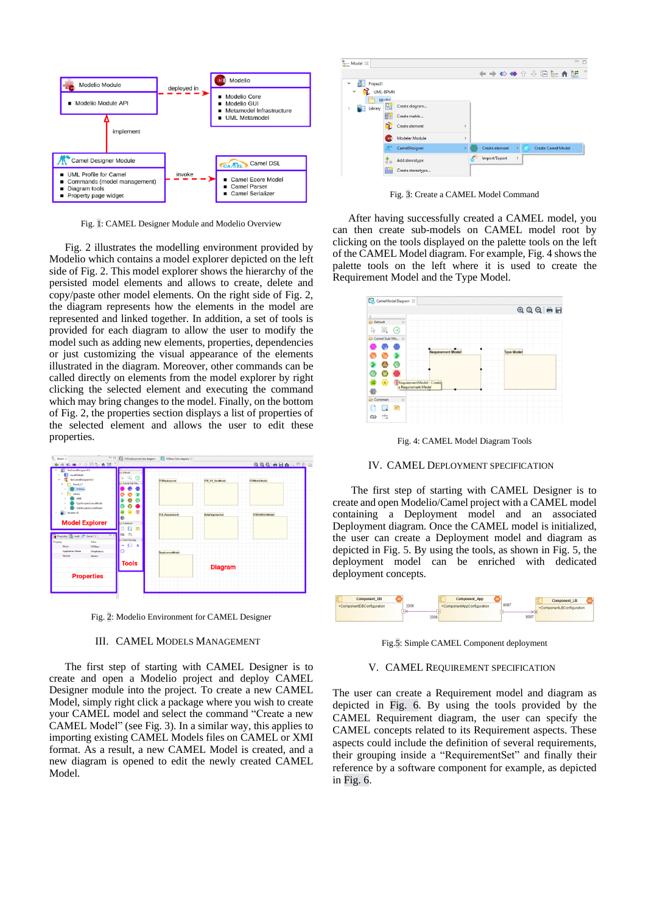Fig. 1: CAMEL Designer Module and Modelio Overview

Fig. 2 illustrates the modelling environment provided by Modelio which contains a model explorer depicted on the left side of Fig. 2. This model explorer shows the hierarchy of the persisted model elements and allows to create, delete and copy/paste other model elements. On the right side of Fig. 2, the diagram represents how the elements in the model are represented and linked together. In addition, a set of tools is provided for each diagram to allow the user to modify the model such as adding new elements, properties, dependencies or just customizing the visual appearance of the elements illustrated in the diagram. Moreover, other commands can be called directly on elements from the model explorer by right clicking the selected element and executing the command which may bring changes to the model. Finally, on the bottom of Fig. 2, the properties section displays a list of properties of the selected element and allows the user to edit these properties.

Fig. 2: Modelio Environment for CAMEL Designer

## III. CAMEL Models Management

The first step of starting with CAMEL Designer is to create and open a Modelio project and deploy CAMEL Designer module into the project. To create a new CAMEL Model, simply right click a package where you wish to create your CAMEL model and select the command "Create a new CAMEL Model" (see Fig. 3). In a similar way, this applies to importing existing CAMEL Models files on CAMEL or XMI format. As a result, a new CAMEL Model is created, and a new diagram is opened to edit the newly created CAMEL Model.

Fig. 3: Create a CAMEL Model Command

After having successfully created a CAMEL model, you can then create sub-models on CAMEL model root by clicking on the tools displayed on the palette tools on the left of the CAMEL Model diagram. For example, Fig. 4 shows the palette tools on the left where it is used to create the Requirement Model and the Type Model.

Fig. 4: CAMEL Model Diagram Tools

## IV. CAMEL Deployment Specification

The first step of starting with CAMEL Designer is to create and open Modelio/Camel project with a CAMEL model containing a Deployment model and an associated Deployment diagram. Once the CAMEL model is initialized, the user can create a Deployment model and diagram as depicted in Fig. 5. By using the tools, as shown in Fig. 5, the deployment model can be enriched with dedicated deployment concepts.

Fig. 5: Simple CAMEL Component deployment

## V. CAMEL Requirement Specification

The user can create a Requirement model and diagram as depicted in Fig. 6. By using the tools provided by the CAMEL Requirement diagram, the user can specify the CAMEL concepts related to its Requirement aspects. These aspects could include the definition of several requirements, their grouping inside a "RequirementSet" and finally their reference by a software component for example, as depicted in Fig. 6.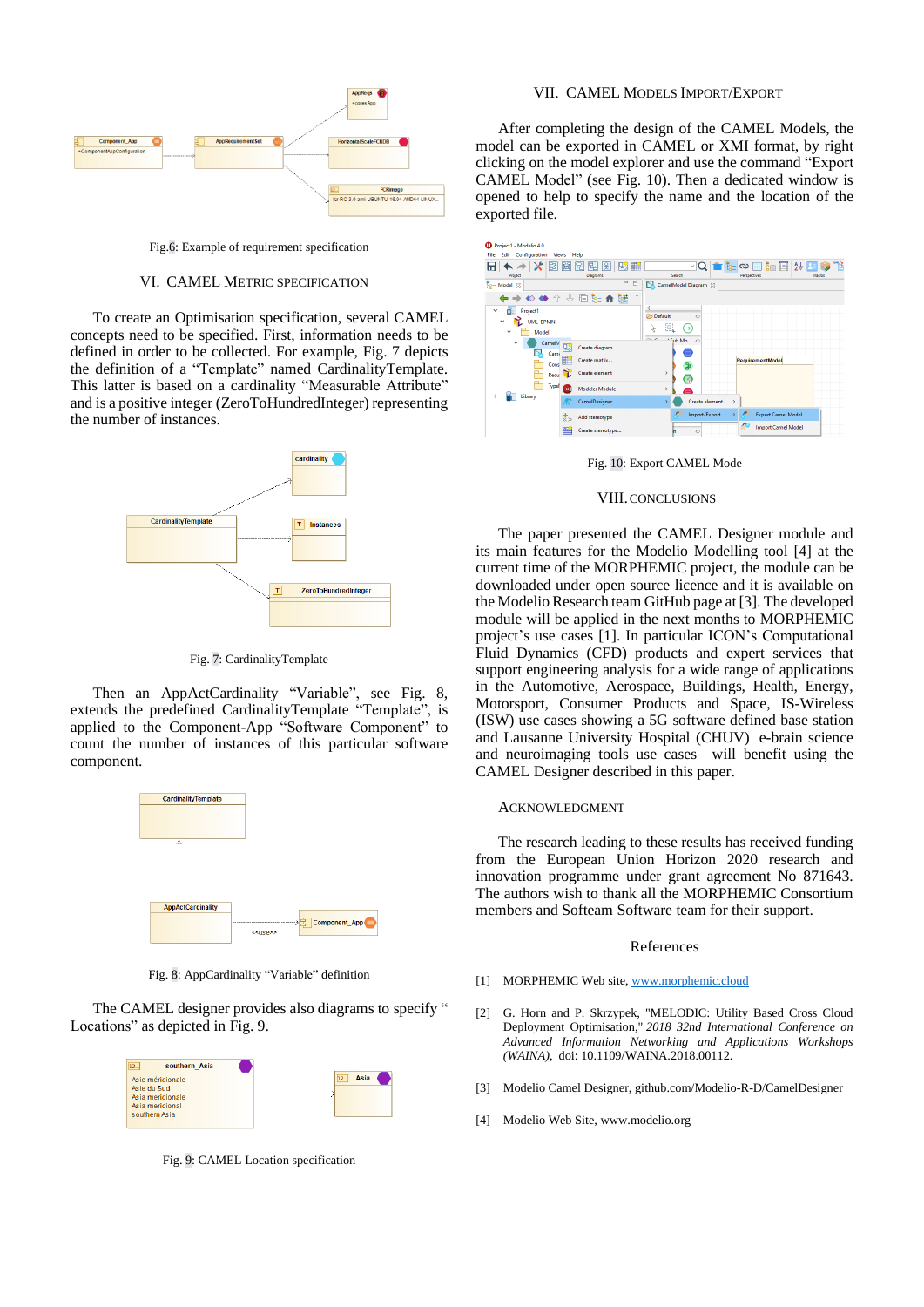Fig.6: Example of requirement specification

## VI. CAMEL Metric Specification

To create an Optimisation specification, several CAMEL concepts need to be specified. First, information needs to be defined in order to be collected. For example, Fig. 7 depicts the definition of a "Template" named CardinalityTemplate. This latter is based on a cardinality "Measurable Attribute" and is a positive integer (ZeroToHundredInteger) representing the number of instances.

Fig. 7: CardinalityTemplate

Then an AppActCardinality "Variable", see Fig. 8, extends the predefined CardinalityTemplate "Template", is applied to the Component-App "Software Component" to count the number of instances of this particular software component.

Fig. 8: AppCardinality "Variable" definition

The CAMEL designer provides also diagrams to specify " Locations" as depicted in Fig. 9.

Fig. 9: CAMEL Location specification

## VII. CAMEL Models Import/Export

After completing the design of the CAMEL Models, the model can be exported in CAMEL or XMI format, by right clicking on the model explorer and use the command "Export CAMEL Model" (see Fig. 10). Then a dedicated window is opened to help to specify the name and the location of the exported file.

Fig. 10: Export CAMEL Mode

## VIII. Conclusions

The paper presented the CAMEL Designer module and its main features for the Modelio Modelling tool [4] at the current time of the MORPHEMIC project, the module can be downloaded under open source licence and it is available on the Modelio Research team GitHub page at [3]. The developed module will be applied in the next months to MORPHEMIC project's use cases [1]. In particular ICON's Computational Fluid Dynamics (CFD) products and expert services that support engineering analysis for a wide range of applications in the Automotive, Aerospace, Buildings, Health, Energy, Motorsport, Consumer Products and Space, IS-Wireless (ISW) use cases showing a 5G software defined base station and Lausanne University Hospital (CHUV) e-brain science and neuroimaging tools use cases will benefit using the CAMEL Designer described in this paper.

## Acknowledgment

The research leading to these results has received funding from the European Union Horizon 2020 research and innovation programme under grant agreement No 871643. The authors wish to thank all the MORPHEMIC Consortium members and Softeam Software team for their support.

## References

[1] MORPHEMIC Web site, www.morphemic.cloud

[2] G. Horn and P. Skrzypek, "MELODIC: Utility Based Cross Cloud Deployment Optimisation," *2018 32nd International Conference on Advanced Information Networking and Applications Workshops (WAINA)*, doi: 10.1109/WAINA.2018.00112.

[3] Modelio Camel Designer, github.com/Modelio-R-D/CamelDesigner

[4] Modelio Web Site, www.modelio.org